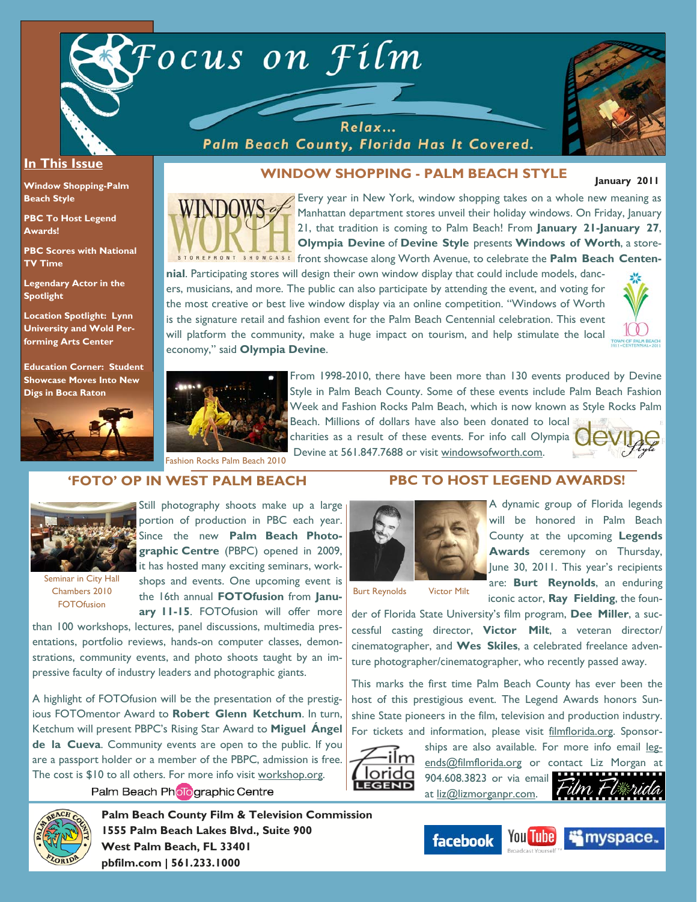# Focus on Film

Relax...
Palm Beach County, Florida Has It Covered.

## In This Issue

**Window Shopping-Palm Beach Style**

**PBC To Host Legend Awards!**

**PBC Scores with National TV Time**

**Legendary Actor in the Spotlight**

**Location Spotlight: Lynn University and Wold Performing Arts Center**

**Education Corner: Student Showcase Moves Into New Digs in Boca Raton**

## WINDOW SHOPPING - PALM BEACH STYLE

**January 2011**

Every year in New York, window shopping takes on a whole new meaning as Manhattan department stores unveil their holiday windows. On Friday, January 21, that tradition is coming to Palm Beach! From **January 21-January 27**, **Olympia Devine** of **Devine Style** presents **Windows of Worth**, a storefront showcase along Worth Avenue, to celebrate the **Palm Beach Centennial**. Participating stores will design their own window display that could include models, dancers, musicians, and more. The public can also participate by attending the event, and voting for the most creative or best live window display via an online competition. "Windows of Worth is the signature retail and fashion event for the Palm Beach Centennial celebration. This event will platform the community, make a huge impact on tourism, and help stimulate the local economy," said **Olympia Devine**.

From 1998-2010, there have been more than 130 events produced by Devine Style in Palm Beach County. Some of these events include Palm Beach Fashion Week and Fashion Rocks Palm Beach, which is now known as Style Rocks Palm Beach. Millions of dollars have also been donated to local charities as a result of these events. For info call Olympia Devine at 561.847.7688 or visit windowsofworth.com.

Fashion Rocks Palm Beach 2010

## 'FOTO' OP IN WEST PALM BEACH

Seminar in City Hall Chambers 2010 FOTOfusion

Still photography shoots make up a large portion of production in PBC each year. Since the new **Palm Beach Photographic Centre** (PBPC) opened in 2009, it has hosted many exciting seminars, workshops and events. One upcoming event is the 16th annual **FOTOfusion** from **January 11-15**. FOTOfusion will offer more than 100 workshops, lectures, panel discussions, multimedia presentations, portfolio reviews, hands-on computer classes, demonstrations, community events, and photo shoots taught by an impressive faculty of industry leaders and photographic giants.

A highlight of FOTOfusion will be the presentation of the prestigious FOTOmentor Award to **Robert Glenn Ketchum**. In turn, Ketchum will present PBPC's Rising Star Award to **Miguel Ángel de la Cueva**. Community events are open to the public. If you are a passport holder or a member of the PBPC, admission is free. The cost is $10 to all others. For more info visit workshop.org.

Palm Beach Photographic Centre

## PBC TO HOST LEGEND AWARDS!

Burt Reynolds — Victor Milt

A dynamic group of Florida legends will be honored in Palm Beach County at the upcoming **Legends Awards** ceremony on Thursday, June 30, 2011. This year's recipients are: **Burt Reynolds**, an enduring iconic actor, **Ray Fielding**, the founder of Florida State University's film program, **Dee Miller**, a successful casting director, **Victor Milt**, a veteran director/cinematographer, and **Wes Skiles**, a celebrated freelance adventure photographer/cinematographer, who recently passed away.

This marks the first time Palm Beach County has ever been the host of this prestigious event. The Legend Awards honors Sunshine State pioneers in the film, television and production industry. For tickets and information, please visit filmflorida.org. Sponsorships are also available. For more info email legends@filmflorida.org or contact Liz Morgan at 904.608.3823 or via email at liz@lizmorganpr.com.

**Palm Beach County Film & Television Commission**
**1555 Palm Beach Lakes Blvd., Suite 900**
**West Palm Beach, FL 33401**
**pbfilm.com | 561.233.1000**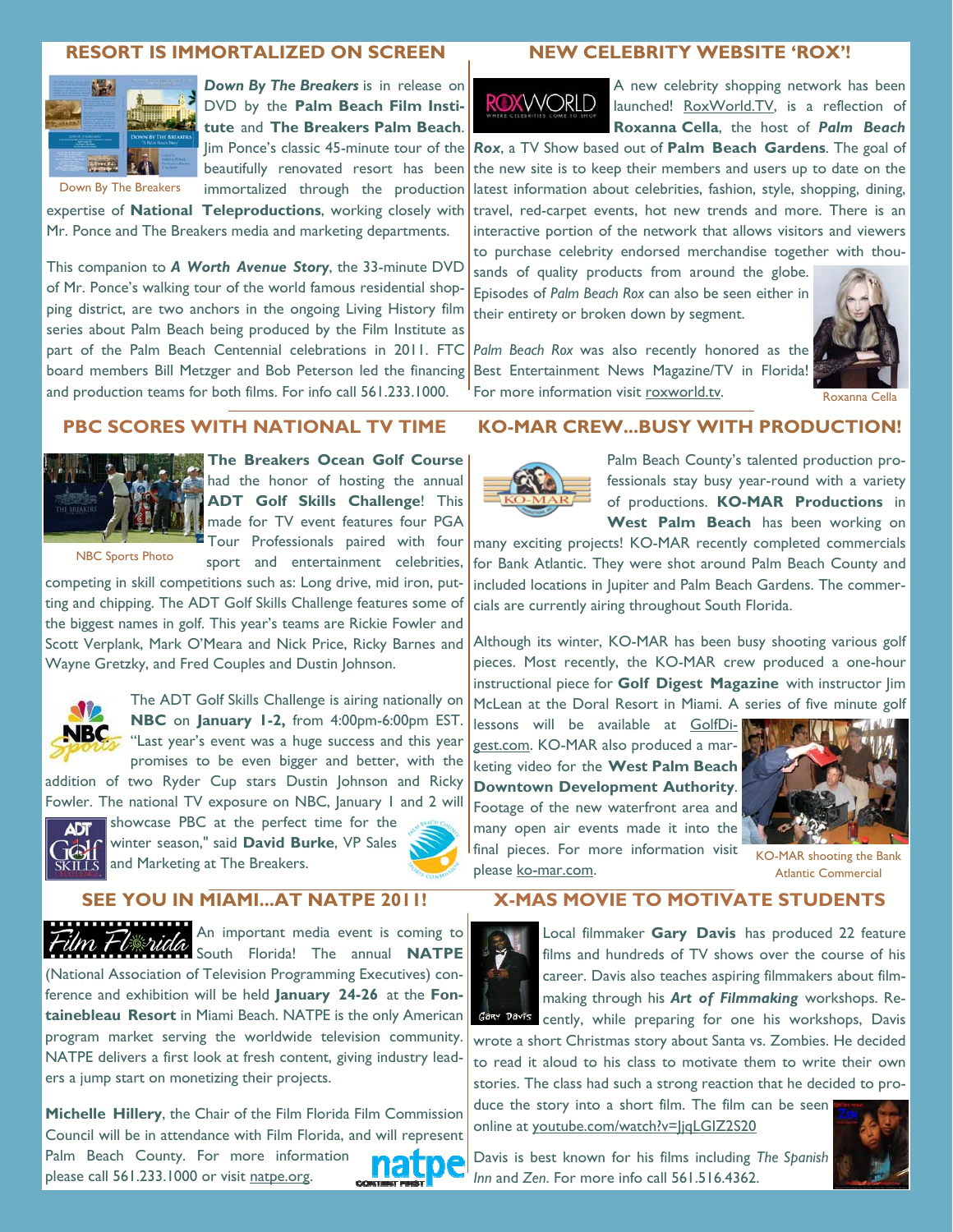## RESORT IS IMMORTALIZED ON SCREEN

Down By The Breakers

***Down By The Breakers*** is in release on DVD by the **Palm Beach Film Institute** and **The Breakers Palm Beach**. Jim Ponce's classic 45-minute tour of the beautifully renovated resort has been immortalized through the production expertise of **National Teleproductions**, working closely with Mr. Ponce and The Breakers media and marketing departments.

This companion to ***A Worth Avenue Story***, the 33-minute DVD of Mr. Ponce's walking tour of the world famous residential shopping district, are two anchors in the ongoing Living History film series about Palm Beach being produced by the Film Institute as part of the Palm Beach Centennial celebrations in 2011. FTC board members Bill Metzger and Bob Peterson led the financing and production teams for both films. For info call 561.233.1000.

## NEW CELEBRITY WEBSITE 'ROX'!

A new celebrity shopping network has been launched! RoxWorld.TV, is a reflection of **Roxanna Cella**, the host of ***Palm Beach Rox***, a TV Show based out of **Palm Beach Gardens**. The goal of the new site is to keep their members and users up to date on the latest information about celebrities, fashion, style, shopping, dining, travel, red-carpet events, hot new trends and more. There is an interactive portion of the network that allows visitors and viewers to purchase celebrity endorsed merchandise together with thousands of quality products from around the globe. Episodes of *Palm Beach Rox* can also be seen either in their entirety or broken down by segment.

*Palm Beach Rox* was also recently honored as the Best Entertainment News Magazine/TV in Florida! For more information visit roxworld.tv.

Roxanna Cella

## PBC SCORES WITH NATIONAL TV TIME

NBC Sports Photo

**The Breakers Ocean Golf Course** had the honor of hosting the annual **ADT Golf Skills Challenge**! This made for TV event features four PGA Tour Professionals paired with four sport and entertainment celebrities, competing in skill competitions such as: Long drive, mid iron, putting and chipping. The ADT Golf Skills Challenge features some of the biggest names in golf. This year's teams are Rickie Fowler and Scott Verplank, Mark O'Meara and Nick Price, Ricky Barnes and Wayne Gretzky, and Fred Couples and Dustin Johnson.

The ADT Golf Skills Challenge is airing nationally on **NBC** on **January 1-2,** from 4:00pm-6:00pm EST. "Last year's event was a huge success and this year promises to be even bigger and better, with the addition of two Ryder Cup stars Dustin Johnson and Ricky Fowler. The national TV exposure on NBC, January 1 and 2 will showcase PBC at the perfect time for the winter season," said **David Burke**, VP Sales and Marketing at The Breakers.

## KO-MAR CREW...BUSY WITH PRODUCTION!

Palm Beach County's talented production professionals stay busy year-round with a variety of productions. **KO-MAR Productions** in **West Palm Beach** has been working on many exciting projects! KO-MAR recently completed commercials for Bank Atlantic. They were shot around Palm Beach County and included locations in Jupiter and Palm Beach Gardens. The commercials are currently airing throughout South Florida.

Although its winter, KO-MAR has been busy shooting various golf pieces. Most recently, the KO-MAR crew produced a one-hour instructional piece for **Golf Digest Magazine** with instructor Jim McLean at the Doral Resort in Miami. A series of five minute golf lessons will be available at GolfDigest.com. KO-MAR also produced a marketing video for the **West Palm Beach Downtown Development Authority**. Footage of the new waterfront area and many open air events made it into the final pieces. For more information visit please ko-mar.com.

KO-MAR shooting the Bank Atlantic Commercial

## SEE YOU IN MIAMI...AT NATPE 2011!

An important media event is coming to South Florida! The annual **NATPE** (National Association of Television Programming Executives) conference and exhibition will be held **January 24-26** at the **Fontainebleau Resort** in Miami Beach. NATPE is the only American program market serving the worldwide television community. NATPE delivers a first look at fresh content, giving industry leaders a jump start on monetizing their projects.

**Michelle Hillery**, the Chair of the Film Florida Film Commission Council will be in attendance with Film Florida, and will represent Palm Beach County. For more information please call 561.233.1000 or visit natpe.org.

## X-MAS MOVIE TO MOTIVATE STUDENTS

Local filmmaker **Gary Davis** has produced 22 feature films and hundreds of TV shows over the course of his career. Davis also teaches aspiring filmmakers about filmmaking through his ***Art of Filmmaking*** workshops. Recently, while preparing for one his workshops, Davis wrote a short Christmas story about Santa vs. Zombies. He decided to read it aloud to his class to motivate them to write their own stories. The class had such a strong reaction that he decided to produce the story into a short film. The film can be seen online at youtube.com/watch?v=JjqLGIZ2S20

Davis is best known for his films including *The Spanish Inn* and *Zen*. For more info call 561.516.4362.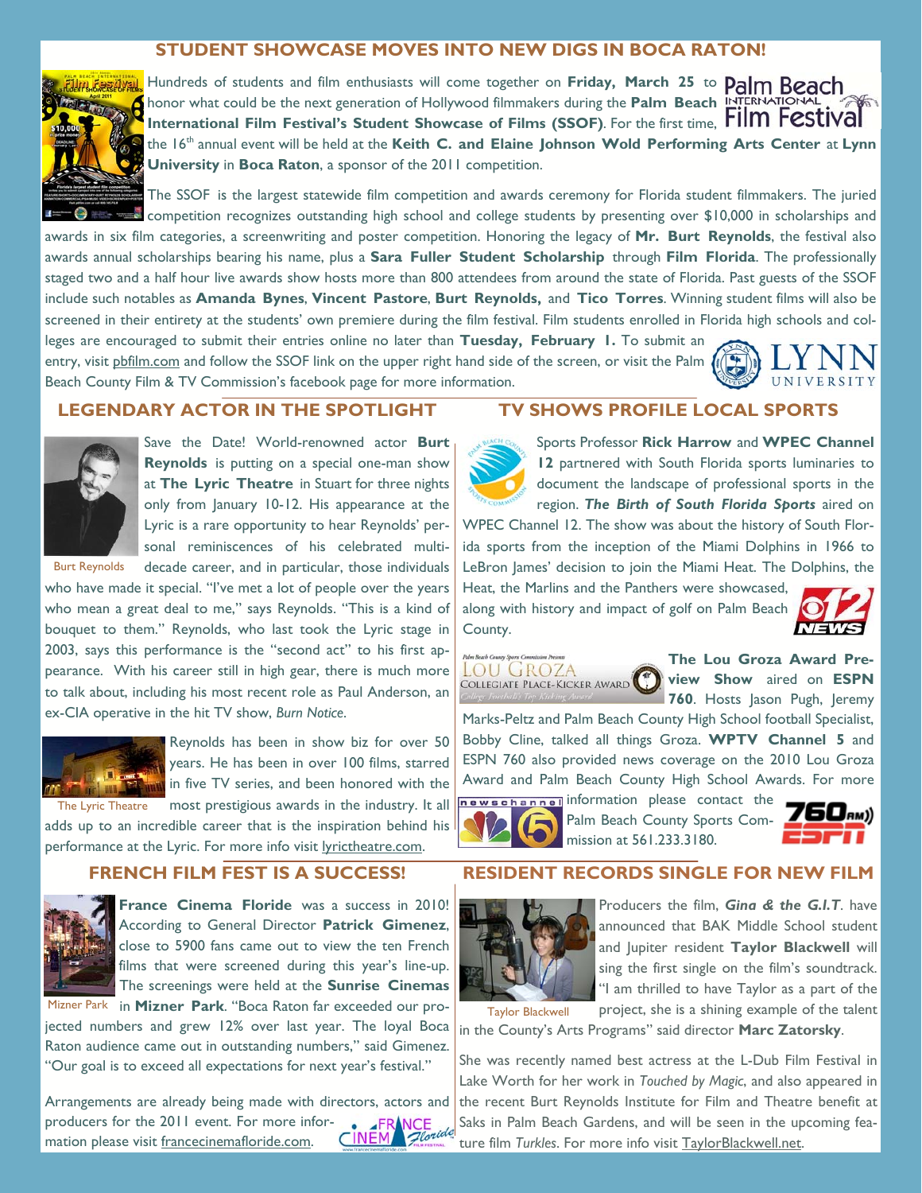## STUDENT SHOWCASE MOVES INTO NEW DIGS IN BOCA RATON!

Hundreds of students and film enthusiasts will come together on **Friday, March 25** to honor what could be the next generation of Hollywood filmmakers during the **Palm Beach International Film Festival's Student Showcase of Films (SSOF)**. For the first time, the 16th annual event will be held at the **Keith C. and Elaine Johnson Wold Performing Arts Center** at **Lynn University** in **Boca Raton**, a sponsor of the 2011 competition.

The SSOF is the largest statewide film competition and awards ceremony for Florida student filmmakers. The juried competition recognizes outstanding high school and college students by presenting over $10,000 in scholarships and awards in six film categories, a screenwriting and poster competition. Honoring the legacy of **Mr. Burt Reynolds**, the festival also awards annual scholarships bearing his name, plus a **Sara Fuller Student Scholarship** through **Film Florida**. The professionally staged two and a half hour live awards show hosts more than 800 attendees from around the state of Florida. Past guests of the SSOF include such notables as **Amanda Bynes**, **Vincent Pastore**, **Burt Reynolds,** and **Tico Torres**. Winning student films will also be screened in their entirety at the students' own premiere during the film festival. Film students enrolled in Florida high schools and colleges are encouraged to submit their entries online no later than **Tuesday, February 1.** To submit an entry, visit pbfilm.com and follow the SSOF link on the upper right hand side of the screen, or visit the Palm Beach County Film & TV Commission's facebook page for more information.

## LEGENDARY ACTOR IN THE SPOTLIGHT

Burt Reynolds

Save the Date! World-renowned actor **Burt Reynolds** is putting on a special one-man show at **The Lyric Theatre** in Stuart for three nights only from January 10-12. His appearance at the Lyric is a rare opportunity to hear Reynolds' personal reminiscences of his celebrated multi-decade career, and in particular, those individuals who have made it special. "I've met a lot of people over the years who mean a great deal to me," says Reynolds. "This is a kind of bouquet to them." Reynolds, who last took the Lyric stage in 2003, says this performance is the "second act" to his first appearance. With his career still in high gear, there is much more to talk about, including his most recent role as Paul Anderson, an ex-CIA operative in the hit TV show, *Burn Notice*.

The Lyric Theatre

Reynolds has been in show biz for over 50 years. He has been in over 100 films, starred in five TV series, and been honored with the most prestigious awards in the industry. It all adds up to an incredible career that is the inspiration behind his performance at the Lyric. For more info visit lyrictheatre.com.

## TV SHOWS PROFILE LOCAL SPORTS

Sports Professor **Rick Harrow** and **WPEC Channel 12** partnered with South Florida sports luminaries to document the landscape of professional sports in the region. ***The Birth of South Florida Sports*** aired on WPEC Channel 12. The show was about the history of South Florida sports from the inception of the Miami Dolphins in 1966 to LeBron James' decision to join the Miami Heat. The Dolphins, the Heat, the Marlins and the Panthers were showcased, along with history and impact of golf on Palm Beach County.

**The Lou Groza Award Preview Show** aired on **ESPN 760**. Hosts Jason Pugh, Jeremy Marks-Peltz and Palm Beach County High School football Specialist, Bobby Cline, talked all things Groza. **WPTV Channel 5** and ESPN 760 also provided news coverage on the 2010 Lou Groza Award and Palm Beach County High School Awards. For more information please contact the Palm Beach County Sports Commission at 561.233.3180.

## FRENCH FILM FEST IS A SUCCESS!

Mizner Park

**France Cinema Floride** was a success in 2010! According to General Director **Patrick Gimenez**, close to 5900 fans came out to view the ten French films that were screened during this year's line-up. The screenings were held at the **Sunrise Cinemas** in **Mizner Park**. "Boca Raton far exceeded our projected numbers and grew 12% over last year. The loyal Boca Raton audience came out in outstanding numbers," said Gimenez. "Our goal is to exceed all expectations for next year's festival."

Arrangements are already being made with directors, actors and producers for the 2011 event. For more information please visit francecinemafloride.com.

## RESIDENT RECORDS SINGLE FOR NEW FILM

Taylor Blackwell

Producers the film, ***Gina & the G.I.T***. have announced that BAK Middle School student and Jupiter resident **Taylor Blackwell** will sing the first single on the film's soundtrack. "I am thrilled to have Taylor as a part of the project, she is a shining example of the talent in the County's Arts Programs" said director **Marc Zatorsky**.

She was recently named best actress at the L-Dub Film Festival in Lake Worth for her work in *Touched by Magic*, and also appeared in the recent Burt Reynolds Institute for Film and Theatre benefit at Saks in Palm Beach Gardens, and will be seen in the upcoming feature film *Turkles*. For more info visit TaylorBlackwell.net.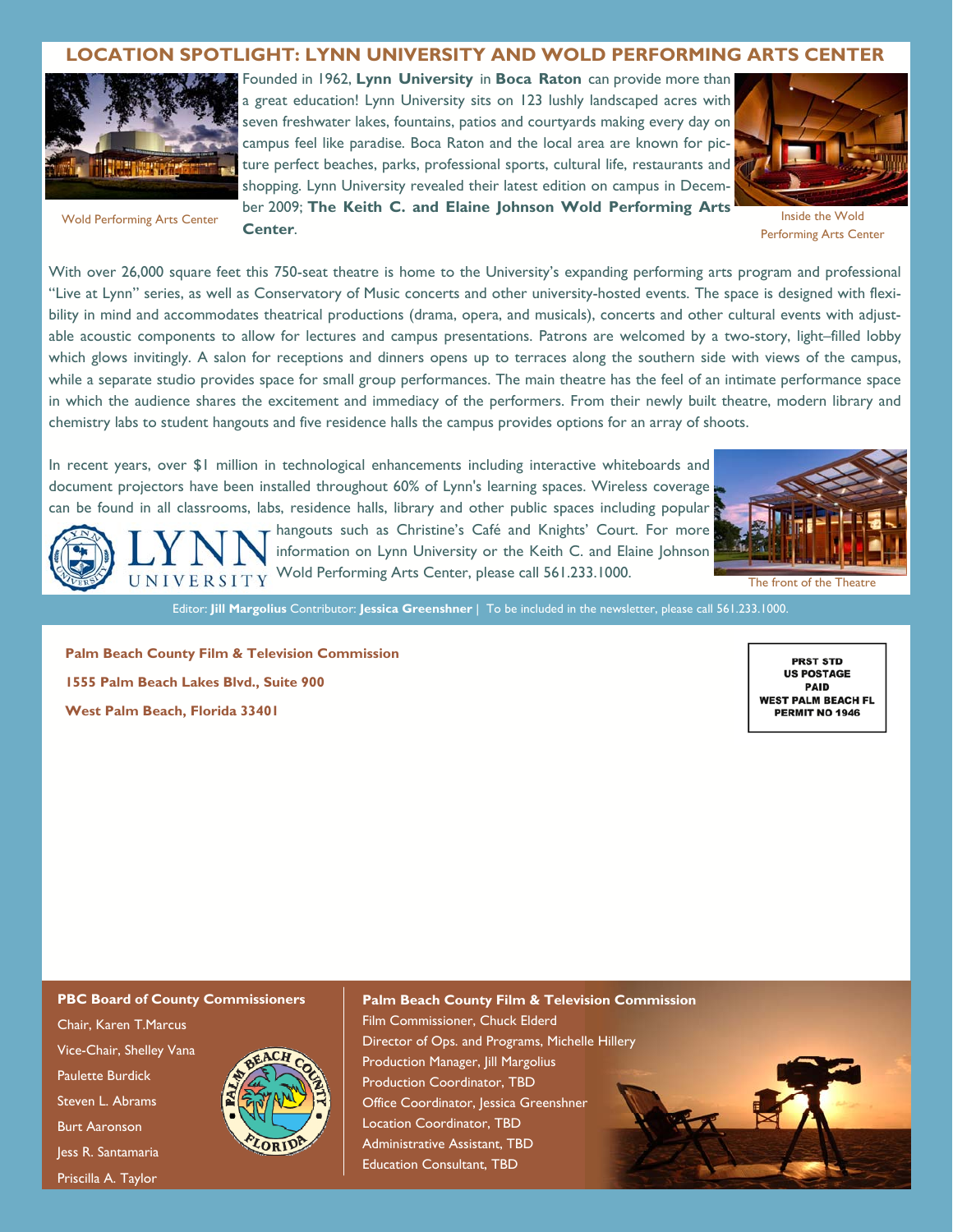## LOCATION SPOTLIGHT: LYNN UNIVERSITY AND WOLD PERFORMING ARTS CENTER

Wold Performing Arts Center

Founded in 1962, **Lynn University** in **Boca Raton** can provide more than a great education! Lynn University sits on 123 lushly landscaped acres with seven freshwater lakes, fountains, patios and courtyards making every day on campus feel like paradise. Boca Raton and the local area are known for picture perfect beaches, parks, professional sports, cultural life, restaurants and shopping. Lynn University revealed their latest edition on campus in December 2009; **The Keith C. and Elaine Johnson Wold Performing Arts Center**.

Inside the Wold Performing Arts Center

With over 26,000 square feet this 750-seat theatre is home to the University's expanding performing arts program and professional "Live at Lynn" series, as well as Conservatory of Music concerts and other university-hosted events. The space is designed with flexibility in mind and accommodates theatrical productions (drama, opera, and musicals), concerts and other cultural events with adjustable acoustic components to allow for lectures and campus presentations. Patrons are welcomed by a two-story, light–filled lobby which glows invitingly. A salon for receptions and dinners opens up to terraces along the southern side with views of the campus, while a separate studio provides space for small group performances. The main theatre has the feel of an intimate performance space in which the audience shares the excitement and immediacy of the performers. From their newly built theatre, modern library and chemistry labs to student hangouts and five residence halls the campus provides options for an array of shoots.

In recent years, over $1 million in technological enhancements including interactive whiteboards and document projectors have been installed throughout 60% of Lynn's learning spaces. Wireless coverage can be found in all classrooms, labs, residence halls, library and other public spaces including popular hangouts such as Christine's Café and Knights' Court. For more information on Lynn University or the Keith C. and Elaine Johnson Wold Performing Arts Center, please call 561.233.1000.

LYNN UNIVERSITY

The front of the Theatre

Editor: **Jill Margolius** Contributor: **Jessica Greenshner** | To be included in the newsletter, please call 561.233.1000.

**Palm Beach County Film & Television Commission**

**1555 Palm Beach Lakes Blvd., Suite 900**

**West Palm Beach, Florida 33401**

PRST STD
US POSTAGE
PAID
WEST PALM BEACH FL
PERMIT NO 1946

**PBC Board of County Commissioners**

Chair, Karen T.Marcus
Vice-Chair, Shelley Vana
Paulette Burdick
Steven L. Abrams
Burt Aaronson
Jess R. Santamaria
Priscilla A. Taylor

**Palm Beach County Film & Television Commission**

Film Commissioner, Chuck Elderd
Director of Ops. and Programs, Michelle Hillery
Production Manager, Jill Margolius
Production Coordinator, TBD
Office Coordinator, Jessica Greenshner
Location Coordinator, TBD
Administrative Assistant, TBD
Education Consultant, TBD